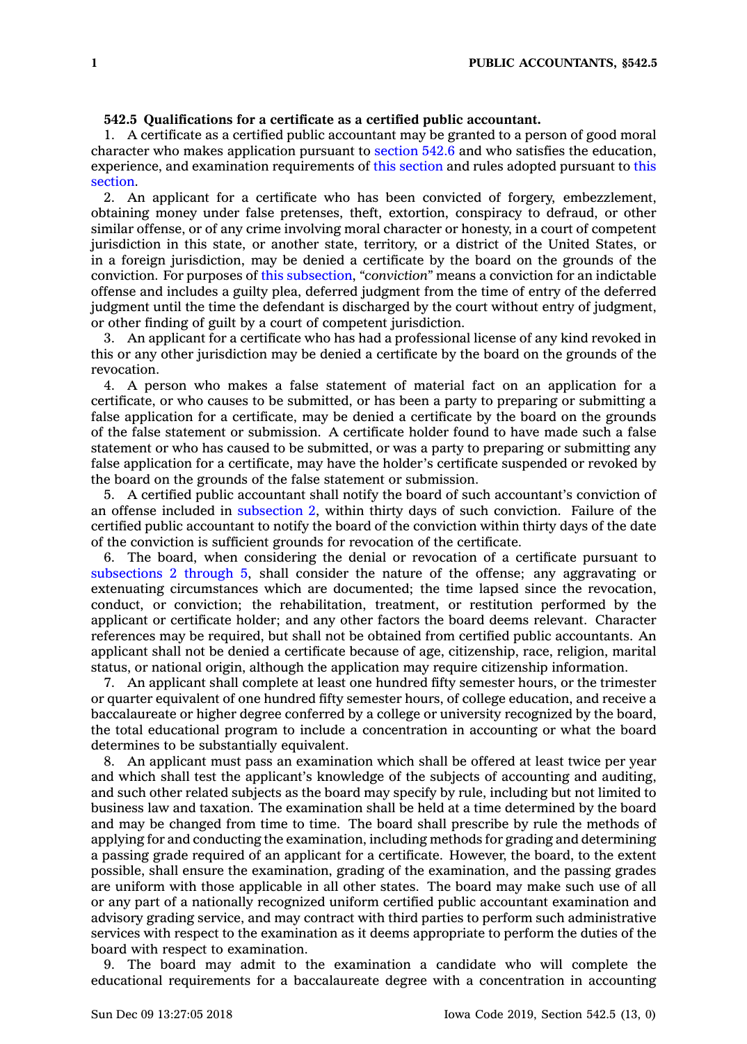**542.5 Qualifications for a certificate as a certified public accountant.**

1. A certificate as a certified public accountant may be granted to a person of good moral character who makes application pursuant to section 542.6 and who satisfies the education, experience, and examination requirements of this section and rules adopted pursuant to this section.

2. An applicant for a certificate who has been convicted of forgery, embezzlement, obtaining money under false pretenses, theft, extortion, conspiracy to defraud, or other similar offense, or of any crime involving moral character or honesty, in a court of competent jurisdiction in this state, or another state, territory, or a district of the United States, or in a foreign jurisdiction, may be denied a certificate by the board on the grounds of the conviction. For purposes of this subsection, *"conviction"* means a conviction for an indictable offense and includes a guilty plea, deferred judgment from the time of entry of the deferred judgment until the time the defendant is discharged by the court without entry of judgment, or other finding of guilt by a court of competent jurisdiction.

3. An applicant for a certificate who has had a professional license of any kind revoked in this or any other jurisdiction may be denied a certificate by the board on the grounds of the revocation.

4. A person who makes a false statement of material fact on an application for a certificate, or who causes to be submitted, or has been a party to preparing or submitting a false application for a certificate, may be denied a certificate by the board on the grounds of the false statement or submission. A certificate holder found to have made such a false statement or who has caused to be submitted, or was a party to preparing or submitting any false application for a certificate, may have the holder's certificate suspended or revoked by the board on the grounds of the false statement or submission.

5. A certified public accountant shall notify the board of such accountant's conviction of an offense included in subsection 2, within thirty days of such conviction. Failure of the certified public accountant to notify the board of the conviction within thirty days of the date of the conviction is sufficient grounds for revocation of the certificate.

6. The board, when considering the denial or revocation of a certificate pursuant to subsections 2 through 5, shall consider the nature of the offense; any aggravating or extenuating circumstances which are documented; the time lapsed since the revocation, conduct, or conviction; the rehabilitation, treatment, or restitution performed by the applicant or certificate holder; and any other factors the board deems relevant. Character references may be required, but shall not be obtained from certified public accountants. An applicant shall not be denied a certificate because of age, citizenship, race, religion, marital status, or national origin, although the application may require citizenship information.

7. An applicant shall complete at least one hundred fifty semester hours, or the trimester or quarter equivalent of one hundred fifty semester hours, of college education, and receive a baccalaureate or higher degree conferred by a college or university recognized by the board, the total educational program to include a concentration in accounting or what the board determines to be substantially equivalent.

8. An applicant must pass an examination which shall be offered at least twice per year and which shall test the applicant's knowledge of the subjects of accounting and auditing, and such other related subjects as the board may specify by rule, including but not limited to business law and taxation. The examination shall be held at a time determined by the board and may be changed from time to time. The board shall prescribe by rule the methods of applying for and conducting the examination, including methods for grading and determining a passing grade required of an applicant for a certificate. However, the board, to the extent possible, shall ensure the examination, grading of the examination, and the passing grades are uniform with those applicable in all other states. The board may make such use of all or any part of a nationally recognized uniform certified public accountant examination and advisory grading service, and may contract with third parties to perform such administrative services with respect to the examination as it deems appropriate to perform the duties of the board with respect to examination.

9. The board may admit to the examination a candidate who will complete the educational requirements for a baccalaureate degree with a concentration in accounting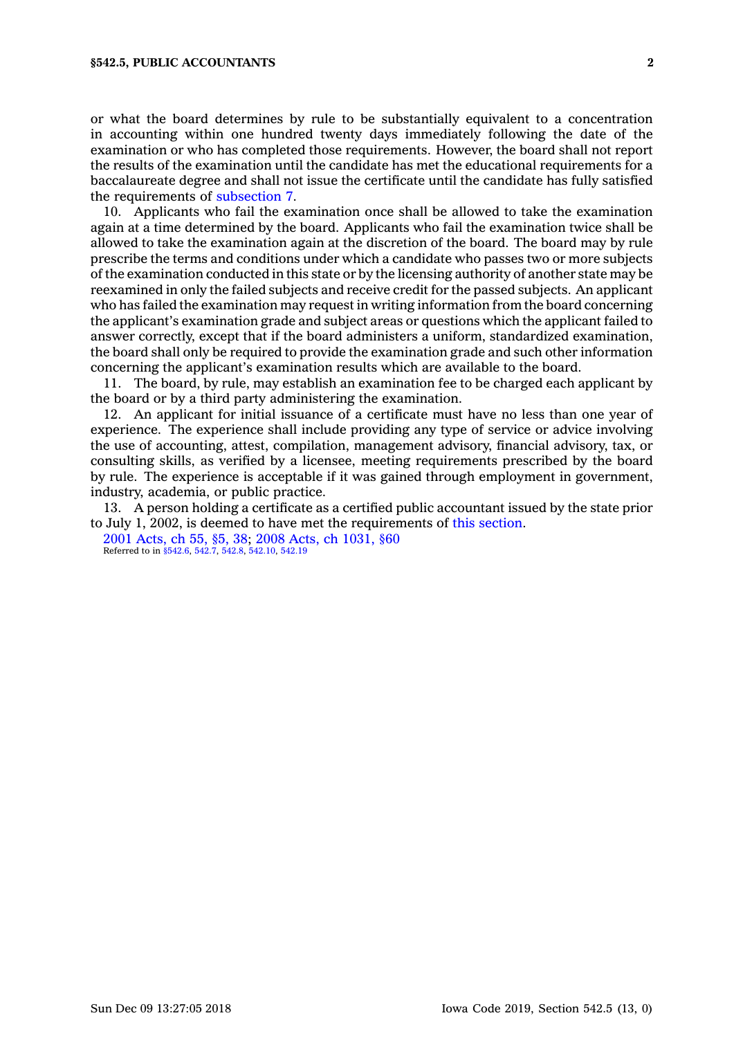or what the board determines by rule to be substantially equivalent to a concentration in accounting within one hundred twenty days immediately following the date of the examination or who has completed those requirements. However, the board shall not report the results of the examination until the candidate has met the educational requirements for a baccalaureate degree and shall not issue the certificate until the candidate has fully satisfied the requirements of subsection 7.

10. Applicants who fail the examination once shall be allowed to take the examination again at a time determined by the board. Applicants who fail the examination twice shall be allowed to take the examination again at the discretion of the board. The board may by rule prescribe the terms and conditions under which a candidate who passes two or more subjects of the examination conducted in this state or by the licensing authority of another state may be reexamined in only the failed subjects and receive credit for the passed subjects. An applicant who has failed the examination may request in writing information from the board concerning the applicant's examination grade and subject areas or questions which the applicant failed to answer correctly, except that if the board administers a uniform, standardized examination, the board shall only be required to provide the examination grade and such other information concerning the applicant's examination results which are available to the board.

11. The board, by rule, may establish an examination fee to be charged each applicant by the board or by a third party administering the examination.

12. An applicant for initial issuance of a certificate must have no less than one year of experience. The experience shall include providing any type of service or advice involving the use of accounting, attest, compilation, management advisory, financial advisory, tax, or consulting skills, as verified by a licensee, meeting requirements prescribed by the board by rule. The experience is acceptable if it was gained through employment in government, industry, academia, or public practice.

13. A person holding a certificate as a certified public accountant issued by the state prior to July 1, 2002, is deemed to have met the requirements of this section.

2001 Acts, ch 55, §5, 38; 2008 Acts, ch 1031, §60
Referred to in §542.6, 542.7, 542.8, 542.10, 542.19